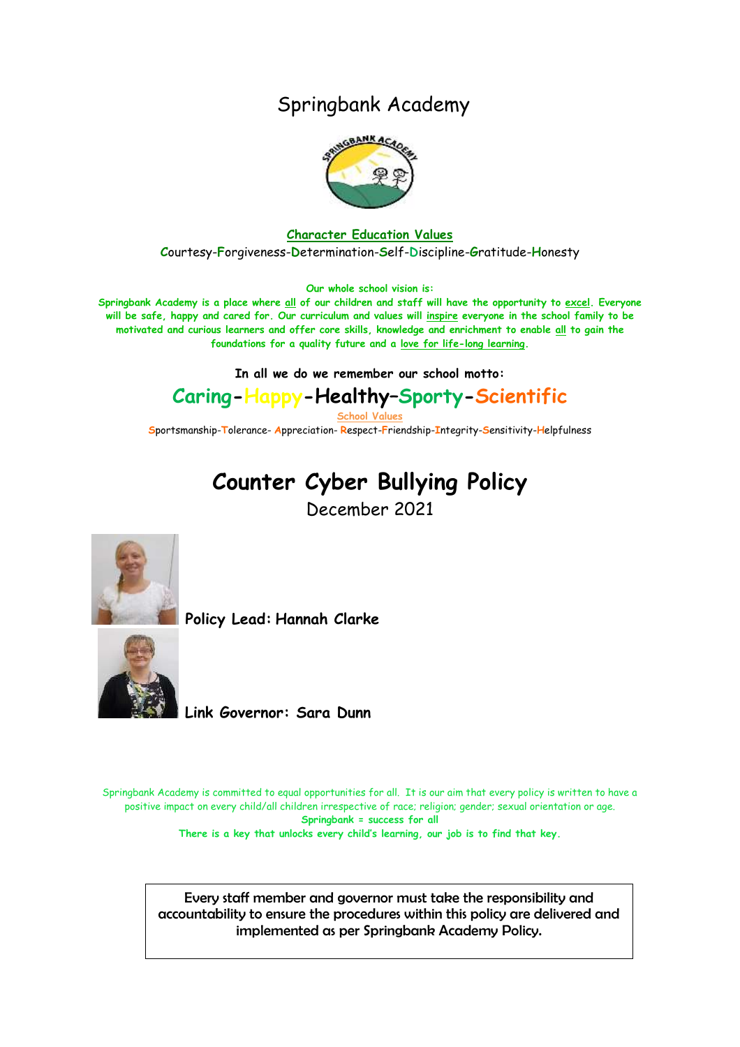# Springbank Academy

**Character Education Values**

Courtesy-Forgiveness-Determination-Self-Discipline-Gratitude-Honesty

**Our whole school vision is:**

**Springbank Academy is a place where all of our children and staff will have the opportunity to excel. Everyone will be safe, happy and cared for. Our curriculum and values will inspire everyone in the school family to be motivated and curious learners and offer core skills, knowledge and enrichment to enable all to gain the foundations for a quality future and a love for life-long learning.**

**In all we do we remember our school motto:**

## Caring-Happy-Healthy–Sporty-Scientific

School Values

Sportsmanship-Tolerance- Appreciation- Respect-Friendship-Integrity-Sensitivity-Helpfulness

# Counter Cyber Bullying Policy

December 2021

**Policy Lead: Hannah Clarke**

**Link Governor: Sara Dunn**

Springbank Academy is committed to equal opportunities for all. It is our aim that every policy is written to have a positive impact on every child/all children irrespective of race; religion; gender; sexual orientation or age.

**Springbank = success for all**

**There is a key that unlocks every child's learning, our job is to find that key.**

Every staff member and governor must take the responsibility and accountability to ensure the procedures within this policy are delivered and implemented as per Springbank Academy Policy.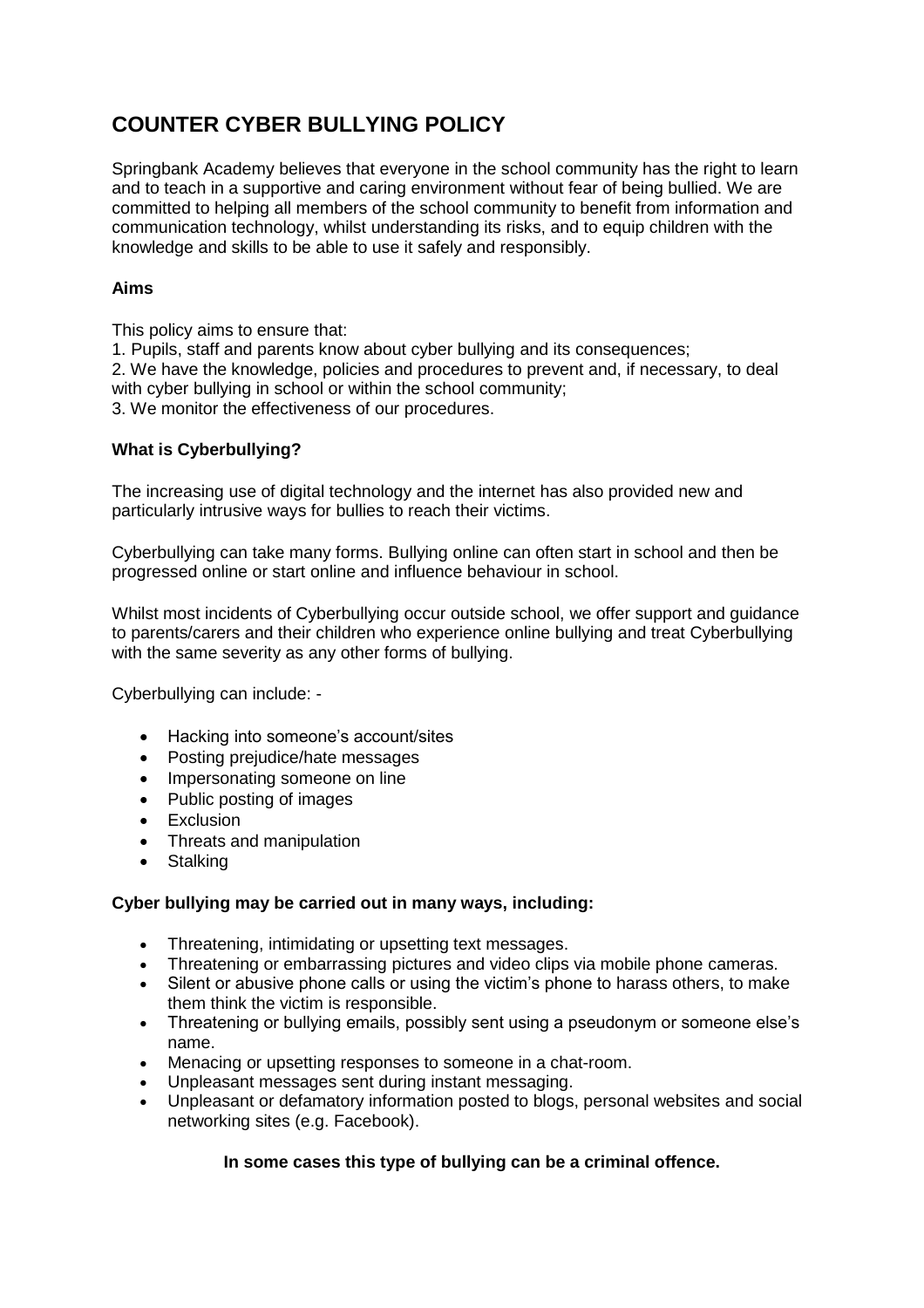# COUNTER CYBER BULLYING POLICY

Springbank Academy believes that everyone in the school community has the right to learn and to teach in a supportive and caring environment without fear of being bullied. We are committed to helping all members of the school community to benefit from information and communication technology, whilst understanding its risks, and to equip children with the knowledge and skills to be able to use it safely and responsibly.

**Aims**

This policy aims to ensure that:

1. Pupils, staff and parents know about cyber bullying and its consequences;
2. We have the knowledge, policies and procedures to prevent and, if necessary, to deal with cyber bullying in school or within the school community;
3. We monitor the effectiveness of our procedures.

**What is Cyberbullying?**

The increasing use of digital technology and the internet has also provided new and particularly intrusive ways for bullies to reach their victims.

Cyberbullying can take many forms. Bullying online can often start in school and then be progressed online or start online and influence behaviour in school.

Whilst most incidents of Cyberbullying occur outside school, we offer support and guidance to parents/carers and their children who experience online bullying and treat Cyberbullying with the same severity as any other forms of bullying.

Cyberbullying can include: -

- Hacking into someone's account/sites
- Posting prejudice/hate messages
- Impersonating someone on line
- Public posting of images
- Exclusion
- Threats and manipulation
- Stalking

**Cyber bullying may be carried out in many ways, including:**

- Threatening, intimidating or upsetting text messages.
- Threatening or embarrassing pictures and video clips via mobile phone cameras.
- Silent or abusive phone calls or using the victim's phone to harass others, to make them think the victim is responsible.
- Threatening or bullying emails, possibly sent using a pseudonym or someone else's name.
- Menacing or upsetting responses to someone in a chat-room.
- Unpleasant messages sent during instant messaging.
- Unpleasant or defamatory information posted to blogs, personal websites and social networking sites (e.g. Facebook).

**In some cases this type of bullying can be a criminal offence.**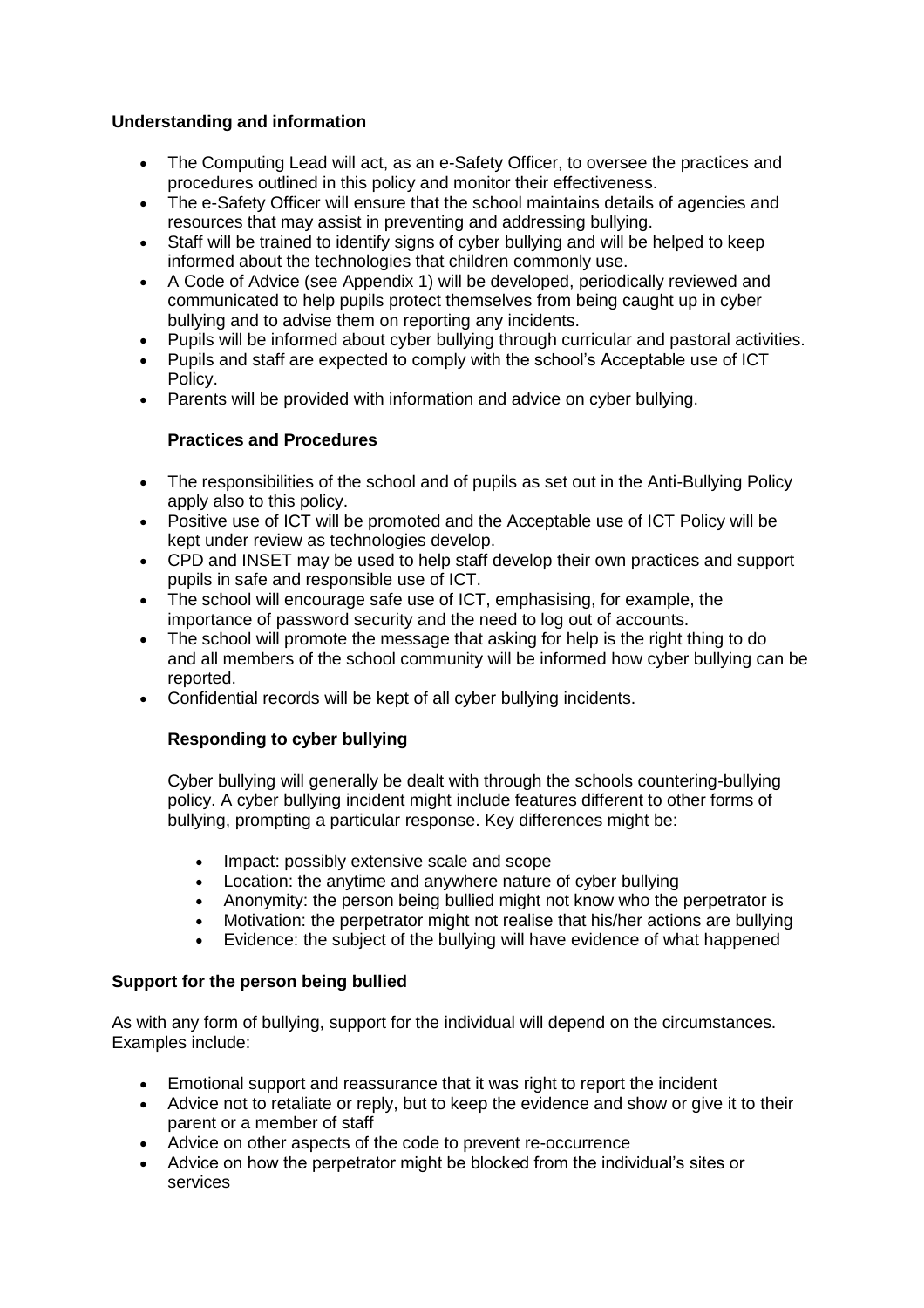**Understanding and information**

- The Computing Lead will act, as an e-Safety Officer, to oversee the practices and procedures outlined in this policy and monitor their effectiveness.
- The e-Safety Officer will ensure that the school maintains details of agencies and resources that may assist in preventing and addressing bullying.
- Staff will be trained to identify signs of cyber bullying and will be helped to keep informed about the technologies that children commonly use.
- A Code of Advice (see Appendix 1) will be developed, periodically reviewed and communicated to help pupils protect themselves from being caught up in cyber bullying and to advise them on reporting any incidents.
- Pupils will be informed about cyber bullying through curricular and pastoral activities.
- Pupils and staff are expected to comply with the school's Acceptable use of ICT Policy.
- Parents will be provided with information and advice on cyber bullying.

**Practices and Procedures**

- The responsibilities of the school and of pupils as set out in the Anti-Bullying Policy apply also to this policy.
- Positive use of ICT will be promoted and the Acceptable use of ICT Policy will be kept under review as technologies develop.
- CPD and INSET may be used to help staff develop their own practices and support pupils in safe and responsible use of ICT.
- The school will encourage safe use of ICT, emphasising, for example, the importance of password security and the need to log out of accounts.
- The school will promote the message that asking for help is the right thing to do and all members of the school community will be informed how cyber bullying can be reported.
- Confidential records will be kept of all cyber bullying incidents.

**Responding to cyber bullying**

Cyber bullying will generally be dealt with through the schools countering-bullying policy. A cyber bullying incident might include features different to other forms of bullying, prompting a particular response. Key differences might be:

- Impact: possibly extensive scale and scope
- Location: the anytime and anywhere nature of cyber bullying
- Anonymity: the person being bullied might not know who the perpetrator is
- Motivation: the perpetrator might not realise that his/her actions are bullying
- Evidence: the subject of the bullying will have evidence of what happened

**Support for the person being bullied**

As with any form of bullying, support for the individual will depend on the circumstances. Examples include:

- Emotional support and reassurance that it was right to report the incident
- Advice not to retaliate or reply, but to keep the evidence and show or give it to their parent or a member of staff
- Advice on other aspects of the code to prevent re-occurrence
- Advice on how the perpetrator might be blocked from the individual's sites or services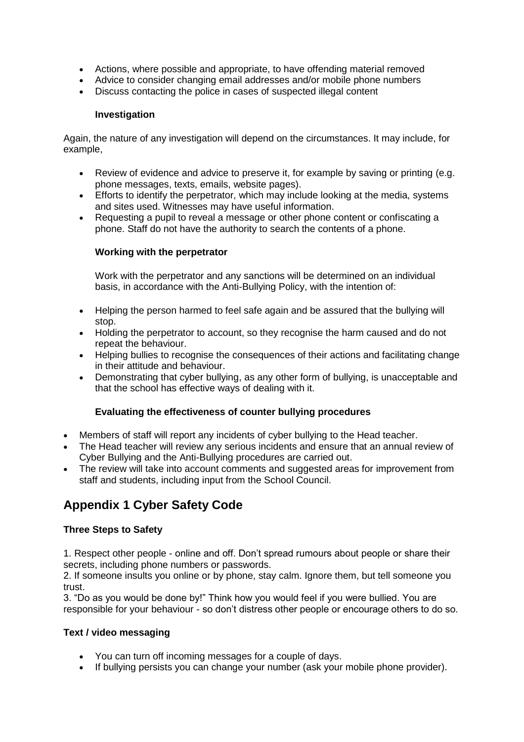- Actions, where possible and appropriate, to have offending material removed
- Advice to consider changing email addresses and/or mobile phone numbers
- Discuss contacting the police in cases of suspected illegal content

**Investigation**

Again, the nature of any investigation will depend on the circumstances. It may include, for example,

- Review of evidence and advice to preserve it, for example by saving or printing (e.g. phone messages, texts, emails, website pages).
- Efforts to identify the perpetrator, which may include looking at the media, systems and sites used. Witnesses may have useful information.
- Requesting a pupil to reveal a message or other phone content or confiscating a phone. Staff do not have the authority to search the contents of a phone.

**Working with the perpetrator**

Work with the perpetrator and any sanctions will be determined on an individual basis, in accordance with the Anti-Bullying Policy, with the intention of:

- Helping the person harmed to feel safe again and be assured that the bullying will stop.
- Holding the perpetrator to account, so they recognise the harm caused and do not repeat the behaviour.
- Helping bullies to recognise the consequences of their actions and facilitating change in their attitude and behaviour.
- Demonstrating that cyber bullying, as any other form of bullying, is unacceptable and that the school has effective ways of dealing with it.

**Evaluating the effectiveness of counter bullying procedures**

- Members of staff will report any incidents of cyber bullying to the Head teacher.
- The Head teacher will review any serious incidents and ensure that an annual review of Cyber Bullying and the Anti-Bullying procedures are carried out.
- The review will take into account comments and suggested areas for improvement from staff and students, including input from the School Council.

## Appendix 1 Cyber Safety Code

**Three Steps to Safety**

1. Respect other people - online and off. Don't spread rumours about people or share their secrets, including phone numbers or passwords.
2. If someone insults you online or by phone, stay calm. Ignore them, but tell someone you trust.
3. "Do as you would be done by!" Think how you would feel if you were bullied. You are responsible for your behaviour - so don't distress other people or encourage others to do so.

**Text / video messaging**

- You can turn off incoming messages for a couple of days.
- If bullying persists you can change your number (ask your mobile phone provider).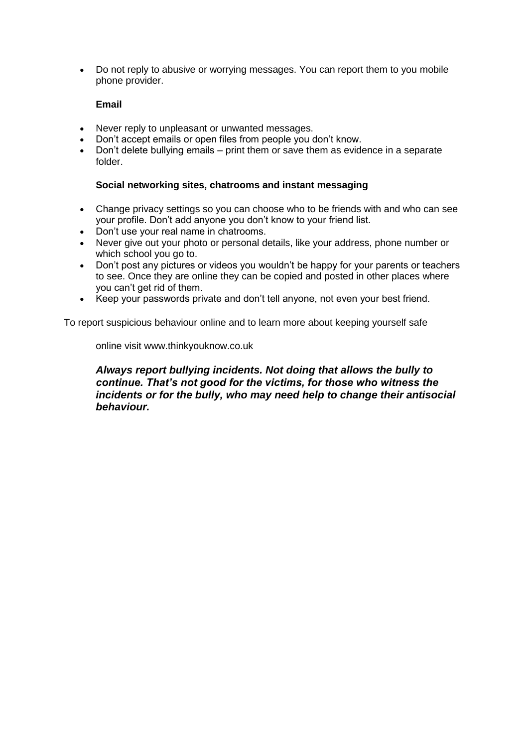- Do not reply to abusive or worrying messages. You can report them to you mobile phone provider.

**Email**

- Never reply to unpleasant or unwanted messages.
- Don't accept emails or open files from people you don't know.
- Don't delete bullying emails – print them or save them as evidence in a separate folder.

**Social networking sites, chatrooms and instant messaging**

- Change privacy settings so you can choose who to be friends with and who can see your profile. Don't add anyone you don't know to your friend list.
- Don't use your real name in chatrooms.
- Never give out your photo or personal details, like your address, phone number or which school you go to.
- Don't post any pictures or videos you wouldn't be happy for your parents or teachers to see. Once they are online they can be copied and posted in other places where you can't get rid of them.
- Keep your passwords private and don't tell anyone, not even your best friend.

To report suspicious behaviour online and to learn more about keeping yourself safe

online visit www.thinkyouknow.co.uk

***Always report bullying incidents. Not doing that allows the bully to continue. That's not good for the victims, for those who witness the incidents or for the bully, who may need help to change their antisocial behaviour.***